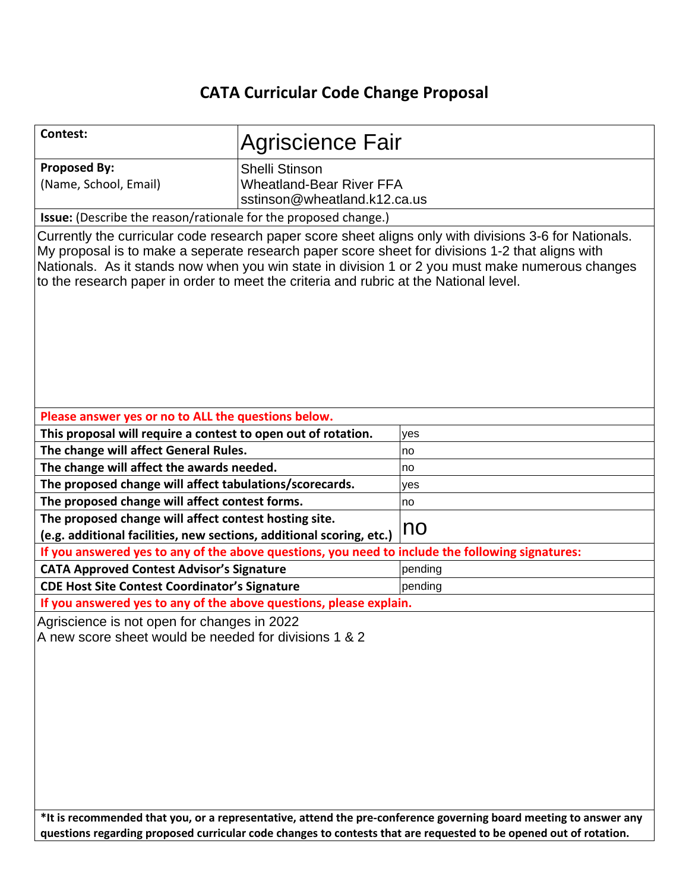# CATA Curricular Code Change Proposal

| **Contest:** | Agriscience Fair |
|---|---|
| **Proposed By:** (Name, School, Email) | Shelli Stinson<br>Wheatland-Bear River FFA<br>sstinson@wheatland.k12.ca.us |

**Issue:** (Describe the reason/rationale for the proposed change.)

Currently the curricular code research paper score sheet aligns only with divisions 3-6 for Nationals. My proposal is to make a seperate research paper score sheet for divisions 1-2 that aligns with Nationals. As it stands now when you win state in division 1 or 2 you must make numerous changes to the research paper in order to meet the criteria and rubric at the National level.

**Please answer yes or no to ALL the questions below.**

| Question | Answer |
|---|---|
| **This proposal will require a contest to open out of rotation.** | yes |
| **The change will affect General Rules.** | no |
| **The change will affect the awards needed.** | no |
| **The proposed change will affect tabulations/scorecards.** | yes |
| **The proposed change will affect contest forms.** | no |
| **The proposed change will affect contest hosting site.** (e.g. additional facilities, new sections, additional scoring, etc.) | no |

**If you answered yes to any of the above questions, you need to include the following signatures:**

| Signature | Status |
|---|---|
| **CATA Approved Contest Advisor's Signature** | pending |
| **CDE Host Site Contest Coordinator's Signature** | pending |

**If you answered yes to any of the above questions, please explain.**

Agriscience is not open for changes in 2022
A new score sheet would be needed for divisions 1 & 2

***It is recommended that you, or a representative, attend the pre-conference governing board meeting to answer any questions regarding proposed curricular code changes to contests that are requested to be opened out of rotation.**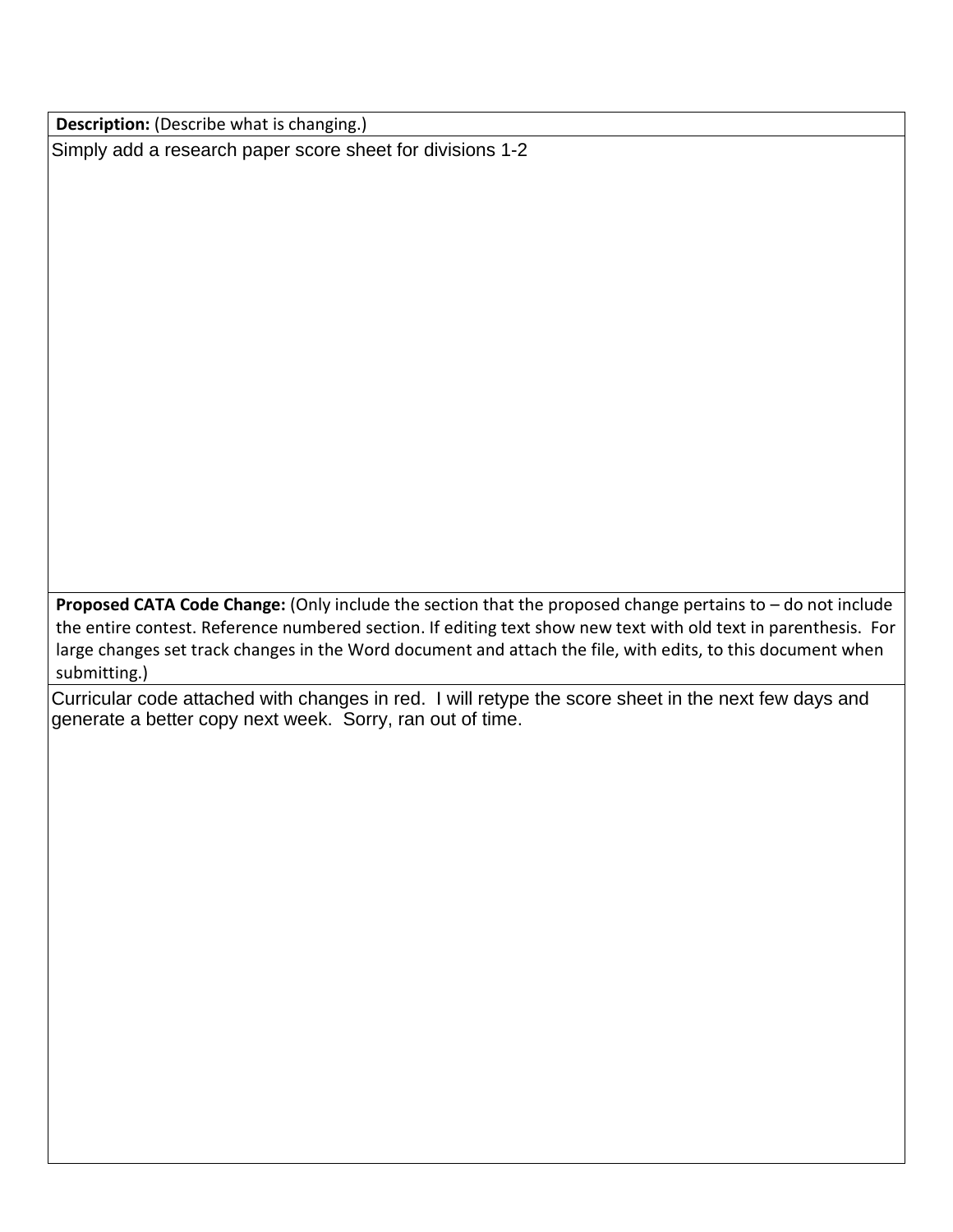**Description:** (Describe what is changing.)

Simply add a research paper score sheet for divisions 1-2

**Proposed CATA Code Change:** (Only include the section that the proposed change pertains to – do not include the entire contest. Reference numbered section. If editing text show new text with old text in parenthesis. For large changes set track changes in the Word document and attach the file, with edits, to this document when submitting.)

Curricular code attached with changes in red. I will retype the score sheet in the next few days and generate a better copy next week. Sorry, ran out of time.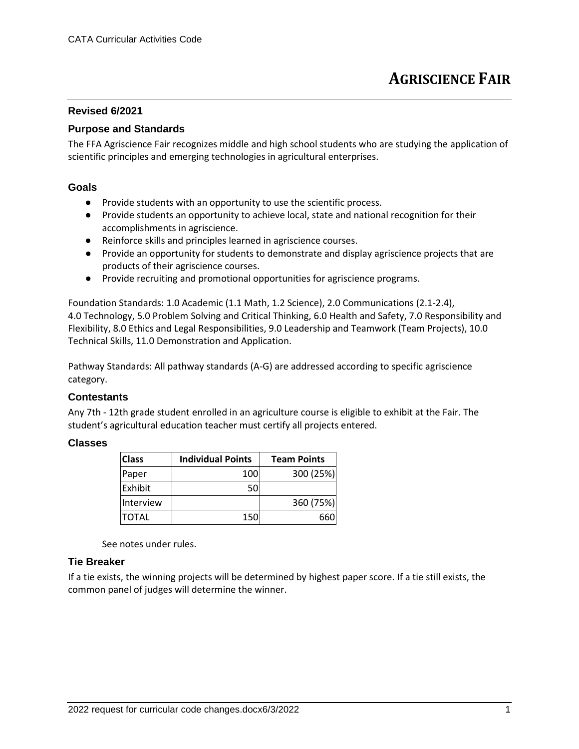# AGRISCIENCE FAIR

**Revised 6/2021**

## Purpose and Standards

The FFA Agriscience Fair recognizes middle and high school students who are studying the application of scientific principles and emerging technologies in agricultural enterprises.

## Goals

- Provide students with an opportunity to use the scientific process.
- Provide students an opportunity to achieve local, state and national recognition for their accomplishments in agriscience.
- Reinforce skills and principles learned in agriscience courses.
- Provide an opportunity for students to demonstrate and display agriscience projects that are products of their agriscience courses.
- Provide recruiting and promotional opportunities for agriscience programs.

Foundation Standards: 1.0 Academic (1.1 Math, 1.2 Science), 2.0 Communications (2.1-2.4), 4.0 Technology, 5.0 Problem Solving and Critical Thinking, 6.0 Health and Safety, 7.0 Responsibility and Flexibility, 8.0 Ethics and Legal Responsibilities, 9.0 Leadership and Teamwork (Team Projects), 10.0 Technical Skills, 11.0 Demonstration and Application.

Pathway Standards: All pathway standards (A-G) are addressed according to specific agriscience category.

## Contestants

Any 7th - 12th grade student enrolled in an agriculture course is eligible to exhibit at the Fair. The student's agricultural education teacher must certify all projects entered.

## Classes

| Class | Individual Points | Team Points |
|---|---|---|
| Paper | 100 | 300 (25%) |
| Exhibit | 50 | |
| Interview | | 360 (75%) |
| TOTAL | 150 | 660 |

See notes under rules.

## Tie Breaker

If a tie exists, the winning projects will be determined by highest paper score. If a tie still exists, the common panel of judges will determine the winner.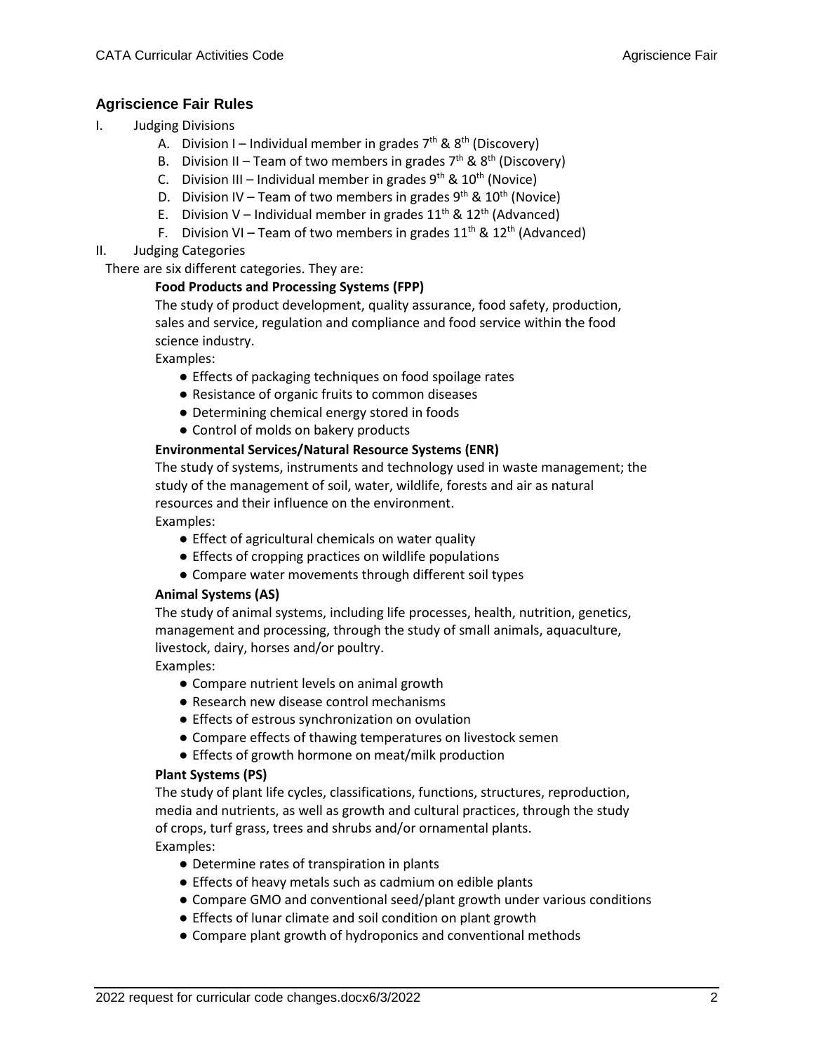## Agriscience Fair Rules

I. Judging Divisions

   A. Division I – Individual member in grades 7th & 8th (Discovery)
   B. Division II – Team of two members in grades 7th & 8th (Discovery)
   C. Division III – Individual member in grades 9th & 10th (Novice)
   D. Division IV – Team of two members in grades 9th & 10th (Novice)
   E. Division V – Individual member in grades 11th & 12th (Advanced)
   F. Division VI – Team of two members in grades 11th & 12th (Advanced)

II. Judging Categories

There are six different categories. They are:

**Food Products and Processing Systems (FPP)**

The study of product development, quality assurance, food safety, production, sales and service, regulation and compliance and food service within the food science industry.

Examples:

- Effects of packaging techniques on food spoilage rates
- Resistance of organic fruits to common diseases
- Determining chemical energy stored in foods
- Control of molds on bakery products

**Environmental Services/Natural Resource Systems (ENR)**

The study of systems, instruments and technology used in waste management; the study of the management of soil, water, wildlife, forests and air as natural resources and their influence on the environment.

Examples:

- Effect of agricultural chemicals on water quality
- Effects of cropping practices on wildlife populations
- Compare water movements through different soil types

**Animal Systems (AS)**

The study of animal systems, including life processes, health, nutrition, genetics, management and processing, through the study of small animals, aquaculture, livestock, dairy, horses and/or poultry.

Examples:

- Compare nutrient levels on animal growth
- Research new disease control mechanisms
- Effects of estrous synchronization on ovulation
- Compare effects of thawing temperatures on livestock semen
- Effects of growth hormone on meat/milk production

**Plant Systems (PS)**

The study of plant life cycles, classifications, functions, structures, reproduction, media and nutrients, as well as growth and cultural practices, through the study of crops, turf grass, trees and shrubs and/or ornamental plants.

Examples:

- Determine rates of transpiration in plants
- Effects of heavy metals such as cadmium on edible plants
- Compare GMO and conventional seed/plant growth under various conditions
- Effects of lunar climate and soil condition on plant growth
- Compare plant growth of hydroponics and conventional methods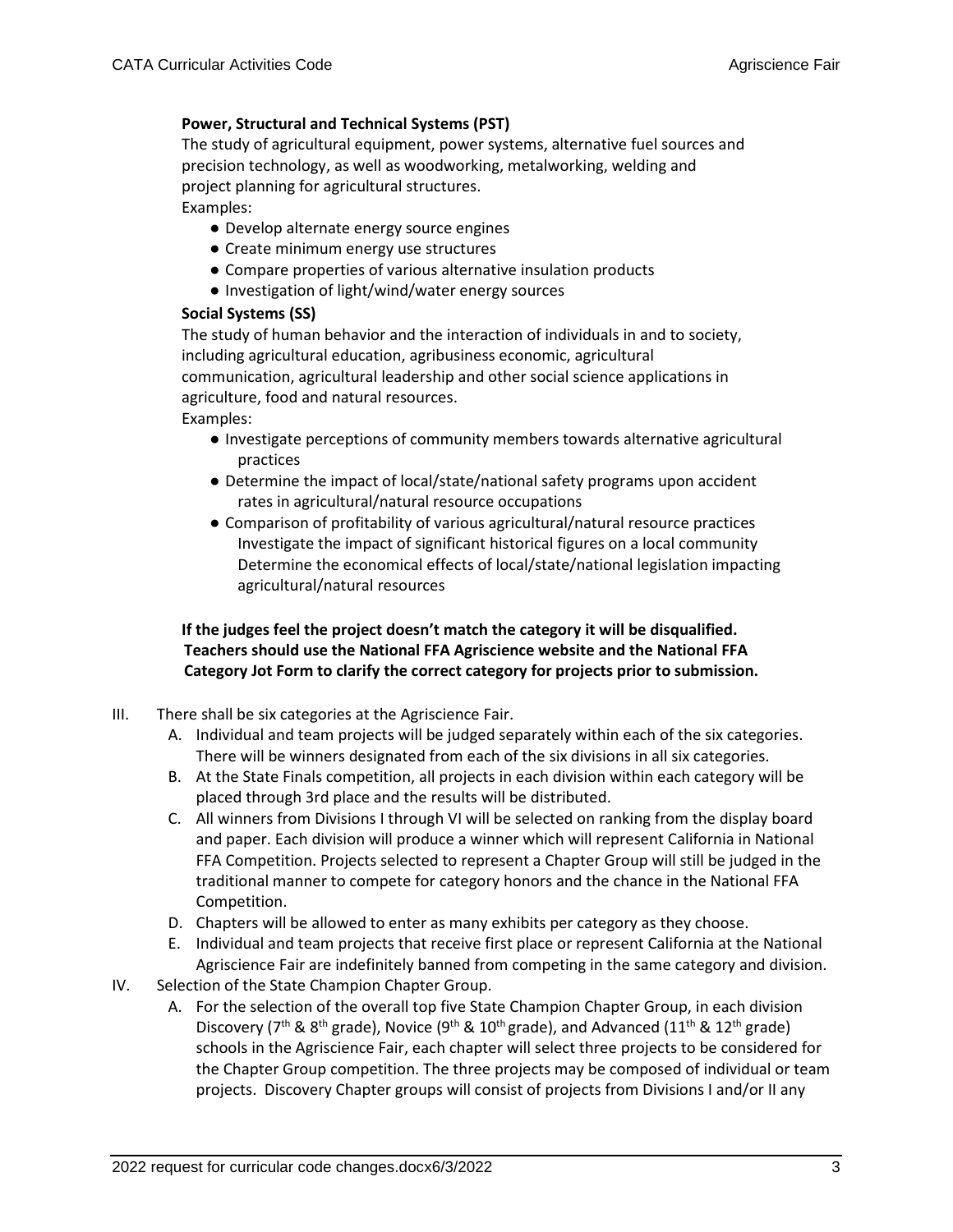**Power, Structural and Technical Systems (PST)**

The study of agricultural equipment, power systems, alternative fuel sources and precision technology, as well as woodworking, metalworking, welding and project planning for agricultural structures.

Examples:

- Develop alternate energy source engines
- Create minimum energy use structures
- Compare properties of various alternative insulation products
- Investigation of light/wind/water energy sources

**Social Systems (SS)**

The study of human behavior and the interaction of individuals in and to society, including agricultural education, agribusiness economic, agricultural communication, agricultural leadership and other social science applications in agriculture, food and natural resources.

Examples:

- Investigate perceptions of community members towards alternative agricultural practices
- Determine the impact of local/state/national safety programs upon accident rates in agricultural/natural resource occupations
- Comparison of profitability of various agricultural/natural resource practices Investigate the impact of significant historical figures on a local community Determine the economical effects of local/state/national legislation impacting agricultural/natural resources

**If the judges feel the project doesn't match the category it will be disqualified. Teachers should use the National FFA Agriscience website and the National FFA Category Jot Form to clarify the correct category for projects prior to submission.**

III. There shall be six categories at the Agriscience Fair.
   A. Individual and team projects will be judged separately within each of the six categories. There will be winners designated from each of the six divisions in all six categories.
   B. At the State Finals competition, all projects in each division within each category will be placed through 3rd place and the results will be distributed.
   C. All winners from Divisions I through VI will be selected on ranking from the display board and paper. Each division will produce a winner which will represent California in National FFA Competition. Projects selected to represent a Chapter Group will still be judged in the traditional manner to compete for category honors and the chance in the National FFA Competition.
   D. Chapters will be allowed to enter as many exhibits per category as they choose.
   E. Individual and team projects that receive first place or represent California at the National Agriscience Fair are indefinitely banned from competing in the same category and division.

IV. Selection of the State Champion Chapter Group.
   A. For the selection of the overall top five State Champion Chapter Group, in each division Discovery (7th & 8th grade), Novice (9th & 10th grade), and Advanced (11th & 12th grade) schools in the Agriscience Fair, each chapter will select three projects to be considered for the Chapter Group competition. The three projects may be composed of individual or team projects. Discovery Chapter groups will consist of projects from Divisions I and/or II any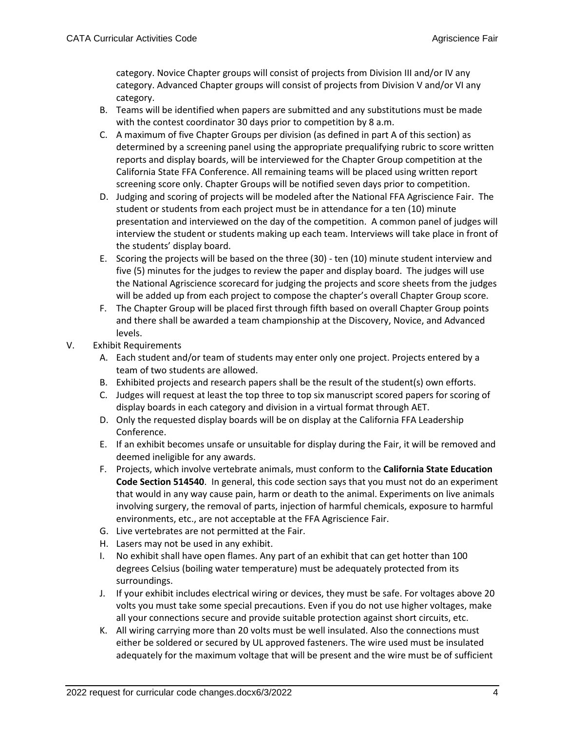category. Novice Chapter groups will consist of projects from Division III and/or IV any category. Advanced Chapter groups will consist of projects from Division V and/or VI any category.

B. Teams will be identified when papers are submitted and any substitutions must be made with the contest coordinator 30 days prior to competition by 8 a.m.

C. A maximum of five Chapter Groups per division (as defined in part A of this section) as determined by a screening panel using the appropriate prequalifying rubric to score written reports and display boards, will be interviewed for the Chapter Group competition at the California State FFA Conference. All remaining teams will be placed using written report screening score only. Chapter Groups will be notified seven days prior to competition.

D. Judging and scoring of projects will be modeled after the National FFA Agriscience Fair. The student or students from each project must be in attendance for a ten (10) minute presentation and interviewed on the day of the competition. A common panel of judges will interview the student or students making up each team. Interviews will take place in front of the students' display board.

E. Scoring the projects will be based on the three (30) - ten (10) minute student interview and five (5) minutes for the judges to review the paper and display board. The judges will use the National Agriscience scorecard for judging the projects and score sheets from the judges will be added up from each project to compose the chapter's overall Chapter Group score.

F. The Chapter Group will be placed first through fifth based on overall Chapter Group points and there shall be awarded a team championship at the Discovery, Novice, and Advanced levels.

V. Exhibit Requirements

A. Each student and/or team of students may enter only one project. Projects entered by a team of two students are allowed.

B. Exhibited projects and research papers shall be the result of the student(s) own efforts.

C. Judges will request at least the top three to top six manuscript scored papers for scoring of display boards in each category and division in a virtual format through AET.

D. Only the requested display boards will be on display at the California FFA Leadership Conference.

E. If an exhibit becomes unsafe or unsuitable for display during the Fair, it will be removed and deemed ineligible for any awards.

F. Projects, which involve vertebrate animals, must conform to the **California State Education Code Section 514540**. In general, this code section says that you must not do an experiment that would in any way cause pain, harm or death to the animal. Experiments on live animals involving surgery, the removal of parts, injection of harmful chemicals, exposure to harmful environments, etc., are not acceptable at the FFA Agriscience Fair.

G. Live vertebrates are not permitted at the Fair.

H. Lasers may not be used in any exhibit.

I. No exhibit shall have open flames. Any part of an exhibit that can get hotter than 100 degrees Celsius (boiling water temperature) must be adequately protected from its surroundings.

J. If your exhibit includes electrical wiring or devices, they must be safe. For voltages above 20 volts you must take some special precautions. Even if you do not use higher voltages, make all your connections secure and provide suitable protection against short circuits, etc.

K. All wiring carrying more than 20 volts must be well insulated. Also the connections must either be soldered or secured by UL approved fasteners. The wire used must be insulated adequately for the maximum voltage that will be present and the wire must be of sufficient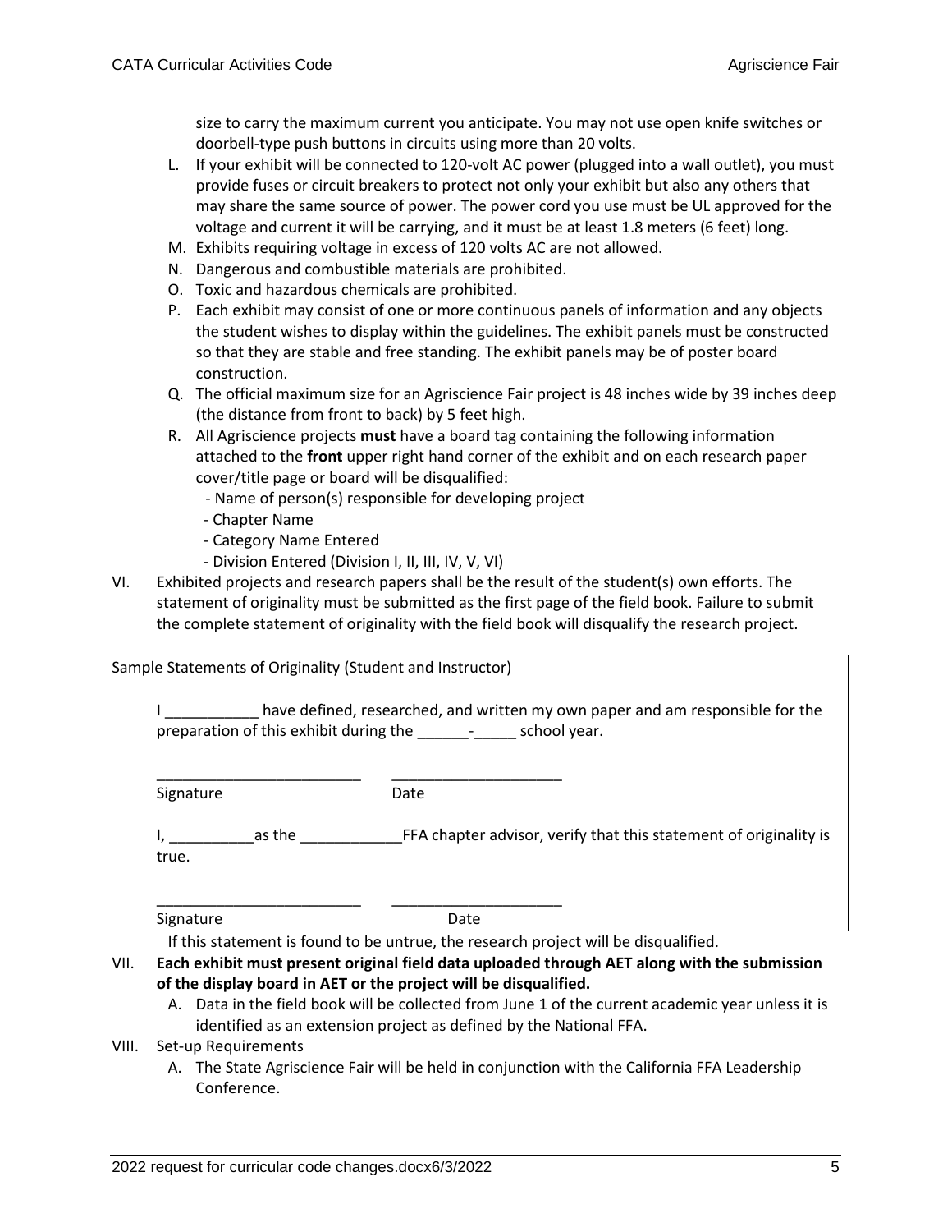size to carry the maximum current you anticipate. You may not use open knife switches or doorbell-type push buttons in circuits using more than 20 volts.

L. If your exhibit will be connected to 120-volt AC power (plugged into a wall outlet), you must provide fuses or circuit breakers to protect not only your exhibit but also any others that may share the same source of power. The power cord you use must be UL approved for the voltage and current it will be carrying, and it must be at least 1.8 meters (6 feet) long.
M. Exhibits requiring voltage in excess of 120 volts AC are not allowed.
N. Dangerous and combustible materials are prohibited.
O. Toxic and hazardous chemicals are prohibited.
P. Each exhibit may consist of one or more continuous panels of information and any objects the student wishes to display within the guidelines. The exhibit panels must be constructed so that they are stable and free standing. The exhibit panels may be of poster board construction.
Q. The official maximum size for an Agriscience Fair project is 48 inches wide by 39 inches deep (the distance from front to back) by 5 feet high.
R. All Agriscience projects **must** have a board tag containing the following information attached to the **front** upper right hand corner of the exhibit and on each research paper cover/title page or board will be disqualified:
   - Name of person(s) responsible for developing project
   - Chapter Name
   - Category Name Entered
   - Division Entered (Division I, II, III, IV, V, VI)

VI. Exhibited projects and research papers shall be the result of the student(s) own efforts. The statement of originality must be submitted as the first page of the field book. Failure to submit the complete statement of originality with the field book will disqualify the research project.

Sample Statements of Originality (Student and Instructor)

I ___________ have defined, researched, and written my own paper and am responsible for the preparation of this exhibit during the ______-_____ school year.

_________________________ ____________________

Signature Date

I, __________as the ____________FFA chapter advisor, verify that this statement of originality is true.

_________________________ ____________________

Signature Date

If this statement is found to be untrue, the research project will be disqualified.

VII. **Each exhibit must present original field data uploaded through AET along with the submission of the display board in AET or the project will be disqualified.**
   A. Data in the field book will be collected from June 1 of the current academic year unless it is identified as an extension project as defined by the National FFA.

VIII. Set-up Requirements
   A. The State Agriscience Fair will be held in conjunction with the California FFA Leadership Conference.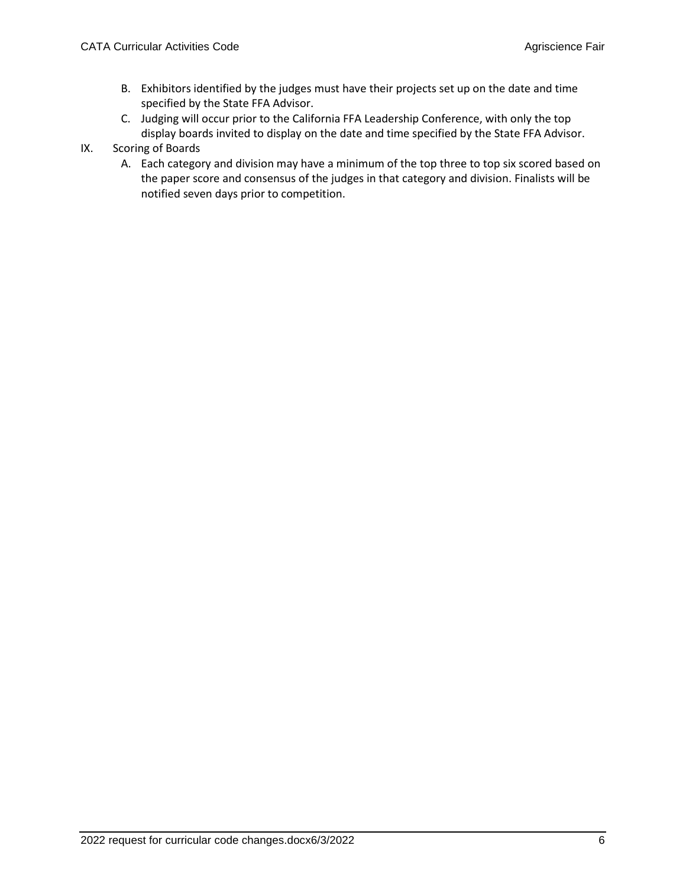B. Exhibitors identified by the judges must have their projects set up on the date and time specified by the State FFA Advisor.
C. Judging will occur prior to the California FFA Leadership Conference, with only the top display boards invited to display on the date and time specified by the State FFA Advisor.

IX. Scoring of Boards

A. Each category and division may have a minimum of the top three to top six scored based on the paper score and consensus of the judges in that category and division. Finalists will be notified seven days prior to competition.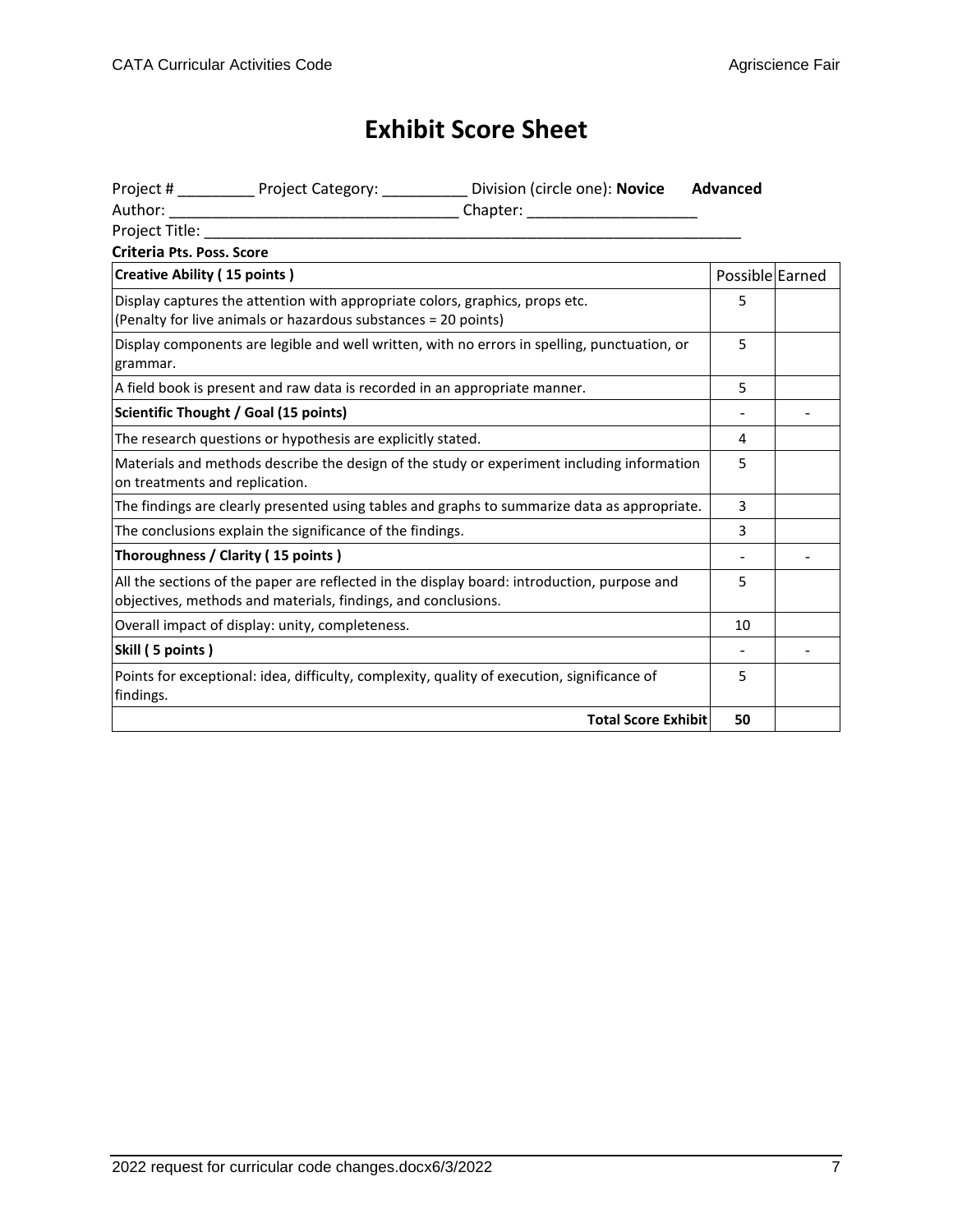# Exhibit Score Sheet

Project # _________ Project Category: __________ Division (circle one): **Novice** **Advanced**

Author: _________________________________ Chapter: ___________________

Project Title: _______________________________________________________________

**Criteria Pts. Poss. Score**

| Creative Ability ( 15 points ) | Possible | Earned |
|---|---|---|
| Display captures the attention with appropriate colors, graphics, props etc. (Penalty for live animals or hazardous substances = 20 points) | 5 | |
| Display components are legible and well written, with no errors in spelling, punctuation, or grammar. | 5 | |
| A field book is present and raw data is recorded in an appropriate manner. | 5 | |
| **Scientific Thought / Goal (15 points)** | - | - |
| The research questions or hypothesis are explicitly stated. | 4 | |
| Materials and methods describe the design of the study or experiment including information on treatments and replication. | 5 | |
| The findings are clearly presented using tables and graphs to summarize data as appropriate. | 3 | |
| The conclusions explain the significance of the findings. | 3 | |
| **Thoroughness / Clarity ( 15 points )** | - | - |
| All the sections of the paper are reflected in the display board: introduction, purpose and objectives, methods and materials, findings, and conclusions. | 5 | |
| Overall impact of display: unity, completeness. | 10 | |
| **Skill ( 5 points )** | - | - |
| Points for exceptional: idea, difficulty, complexity, quality of execution, significance of findings. | 5 | |
| **Total Score Exhibit** | **50** | |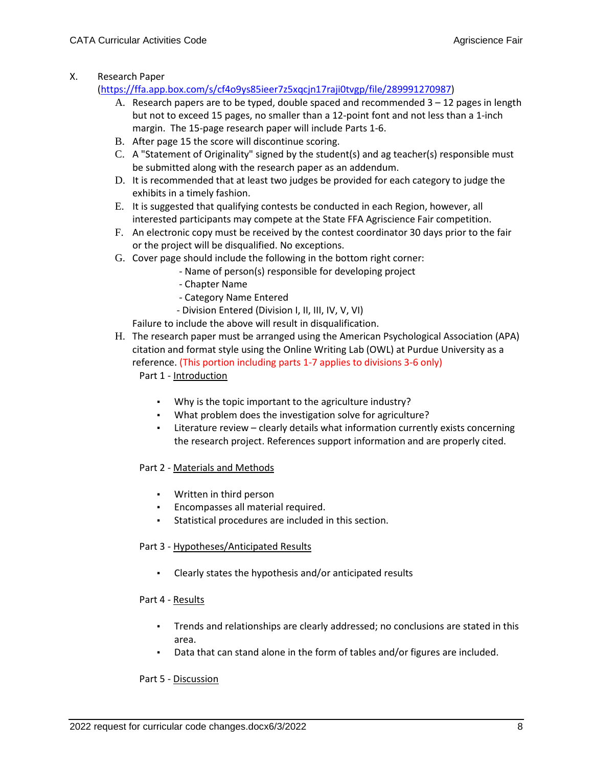X. Research Paper (https://ffa.app.box.com/s/cf4o9ys85ieer7z5xqcjn17raji0tvgp/file/289991270987)

A. Research papers are to be typed, double spaced and recommended 3 – 12 pages in length but not to exceed 15 pages, no smaller than a 12-point font and not less than a 1-inch margin. The 15-page research paper will include Parts 1-6.

B. After page 15 the score will discontinue scoring.

C. A "Statement of Originality" signed by the student(s) and ag teacher(s) responsible must be submitted along with the research paper as an addendum.

D. It is recommended that at least two judges be provided for each category to judge the exhibits in a timely fashion.

E. It is suggested that qualifying contests be conducted in each Region, however, all interested participants may compete at the State FFA Agriscience Fair competition.

F. An electronic copy must be received by the contest coordinator 30 days prior to the fair or the project will be disqualified. No exceptions.

G. Cover page should include the following in the bottom right corner:
   - Name of person(s) responsible for developing project
   - Chapter Name
   - Category Name Entered
   - Division Entered (Division I, II, III, IV, V, VI)

   Failure to include the above will result in disqualification.

H. The research paper must be arranged using the American Psychological Association (APA) citation and format style using the Online Writing Lab (OWL) at Purdue University as a reference. (This portion including parts 1-7 applies to divisions 3-6 only)

   Part 1 - Introduction

   - Why is the topic important to the agriculture industry?
   - What problem does the investigation solve for agriculture?
   - Literature review – clearly details what information currently exists concerning the research project. References support information and are properly cited.

   Part 2 - Materials and Methods

   - Written in third person
   - Encompasses all material required.
   - Statistical procedures are included in this section.

   Part 3 - Hypotheses/Anticipated Results

   - Clearly states the hypothesis and/or anticipated results

   Part 4 - Results

   - Trends and relationships are clearly addressed; no conclusions are stated in this area.
   - Data that can stand alone in the form of tables and/or figures are included.

   Part 5 - Discussion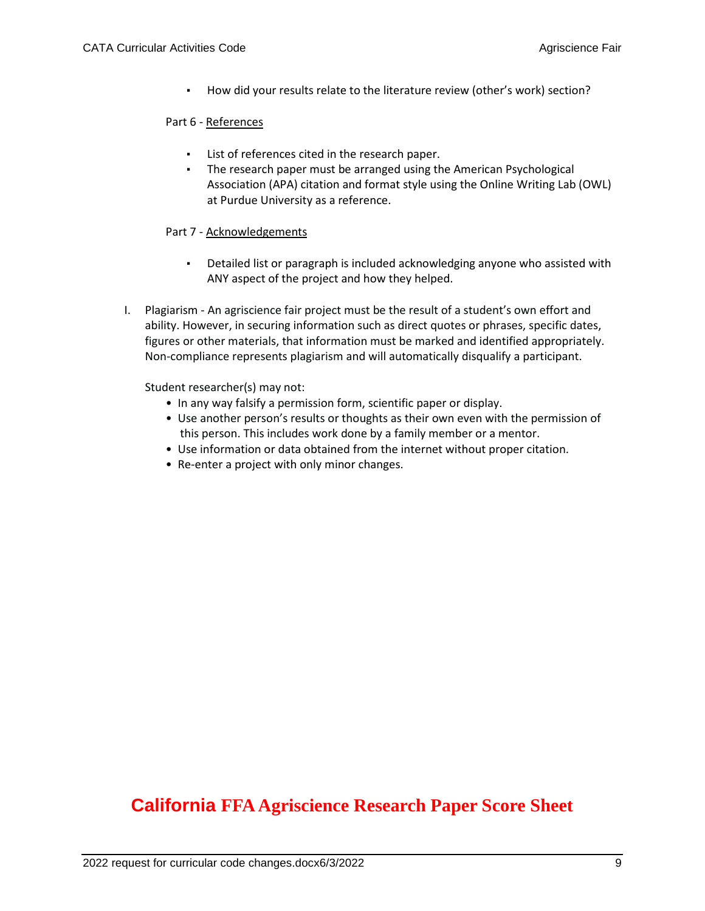- How did your results relate to the literature review (other's work) section?

Part 6 - References

- List of references cited in the research paper.
- The research paper must be arranged using the American Psychological Association (APA) citation and format style using the Online Writing Lab (OWL) at Purdue University as a reference.

Part 7 - Acknowledgements

- Detailed list or paragraph is included acknowledging anyone who assisted with ANY aspect of the project and how they helped.

I. Plagiarism - An agriscience fair project must be the result of a student's own effort and ability. However, in securing information such as direct quotes or phrases, specific dates, figures or other materials, that information must be marked and identified appropriately. Non-compliance represents plagiarism and will automatically disqualify a participant.

   Student researcher(s) may not:
   - In any way falsify a permission form, scientific paper or display.
   - Use another person's results or thoughts as their own even with the permission of this person. This includes work done by a family member or a mentor.
   - Use information or data obtained from the internet without proper citation.
   - Re-enter a project with only minor changes.

## California FFA Agriscience Research Paper Score Sheet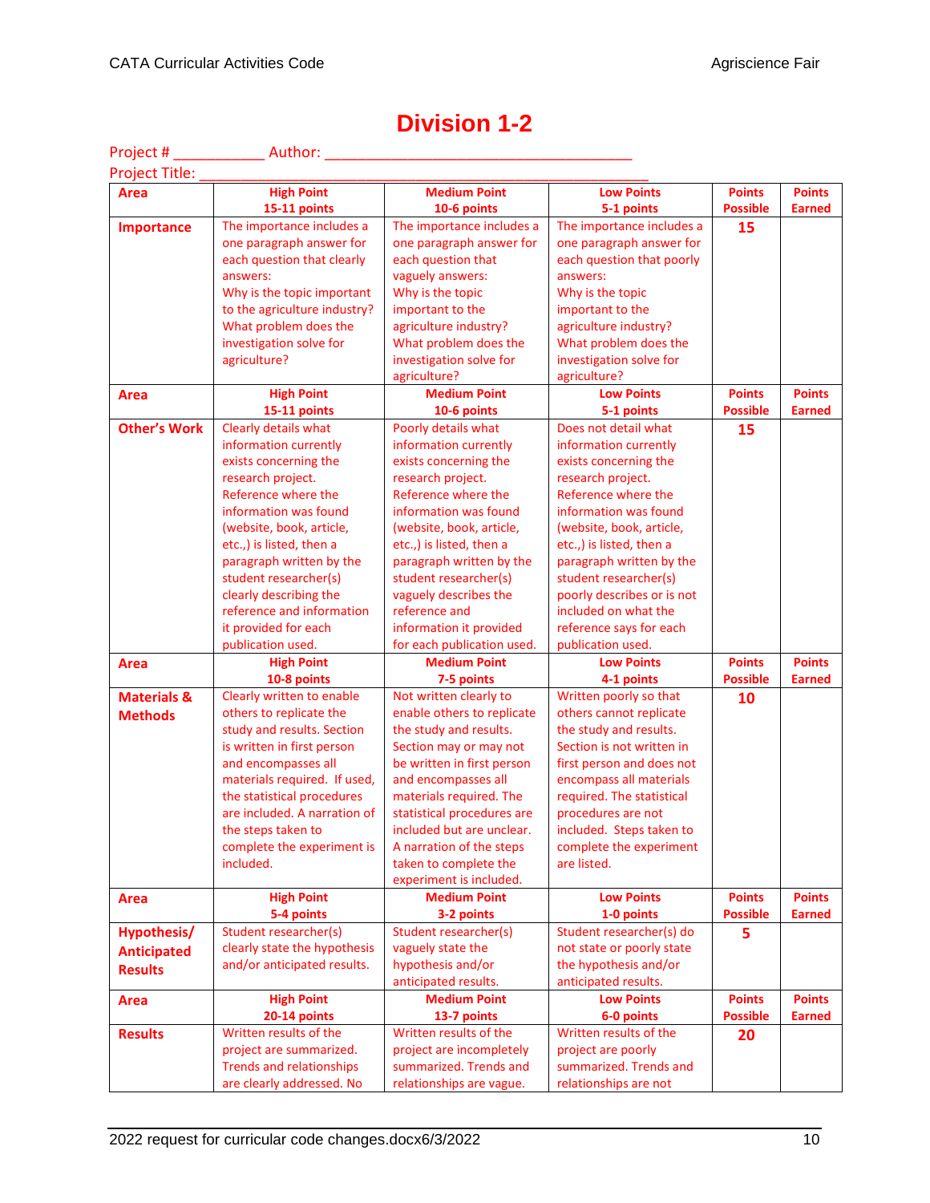# Division 1-2

Project # ___________ Author: ______________________________________

Project Title: _______________________________________________________

| Area | High Point 15-11 points | Medium Point 10-6 points | Low Point 5-1 points | Points Possible | Points Earned |
|---|---|---|---|---|---|
| **Importance** | The importance includes a one paragraph answer for each question that clearly answers: Why is the topic important to the agriculture industry? What problem does the investigation solve for agriculture? | The importance includes a one paragraph answer for each question that vaguely answers: Why is the topic important to the agriculture industry? What problem does the investigation solve for agriculture? | The importance includes a one paragraph answer for each question that poorly answers: Why is the topic important to the agriculture industry? What problem does the investigation solve for agriculture? | 15 | |
| **Area** | **High Point 15-11 points** | **Medium Point 10-6 points** | **Low Point 5-1 points** | **Points Possible** | **Points Earned** |
| **Other's Work** | Clearly details what information currently exists concerning the research project. Reference where the information was found (website, book, article, etc.,) is listed, then a paragraph written by the student researcher(s) clearly describing the reference and information it provided for each publication used. | Poorly details what information currently exists concerning the research project. Reference where the information was found (website, book, article, etc.,) is listed, then a paragraph written by the student researcher(s) vaguely describes the reference and information it provided for each publication used. | Does not detail what information currently exists concerning the research project. Reference where the information was found (website, book, article, etc.,) is listed, then a paragraph written by the student researcher(s) poorly describes or is not included on what the reference says for each publication used. | 15 | |
| **Area** | **High Point 10-8 points** | **Medium Point 7-5 points** | **Low Point 4-1 points** | **Points Possible** | **Points Earned** |
| **Materials & Methods** | Clearly written to enable others to replicate the study and results. Section is written in first person and encompasses all materials required. If used, the statistical procedures are included. A narration of the steps taken to complete the experiment is included. | Not written clearly to enable others to replicate the study and results. Section may or may not be written in first person and encompasses all materials required. The statistical procedures are included but are unclear. A narration of the steps taken to complete the experiment is included. | Written poorly so that others cannot replicate the study and results. Section is not written in first person and does not encompass all materials required. The statistical procedures are not included. Steps taken to complete the experiment are listed. | 10 | |
| **Area** | **High Point 5-4 points** | **Medium Point 3-2 points** | **Low Point 1-0 points** | **Points Possible** | **Points Earned** |
| **Hypothesis/ Anticipated Results** | Student researcher(s) clearly state the hypothesis and/or anticipated results. | Student researcher(s) vaguely state the hypothesis and/or anticipated results. | Student researcher(s) do not state or poorly state the hypothesis and/or anticipated results. | 5 | |
| **Area** | **High Point 20-14 points** | **Medium Point 13-7 points** | **Low Point 6-0 points** | **Points Possible** | **Points Earned** |
| **Results** | Written results of the project are summarized. Trends and relationships are clearly addressed. No | Written results of the project are incompletely summarized. Trends and relationships are vague. | Written results of the project are poorly summarized. Trends and relationships are not | 20 | |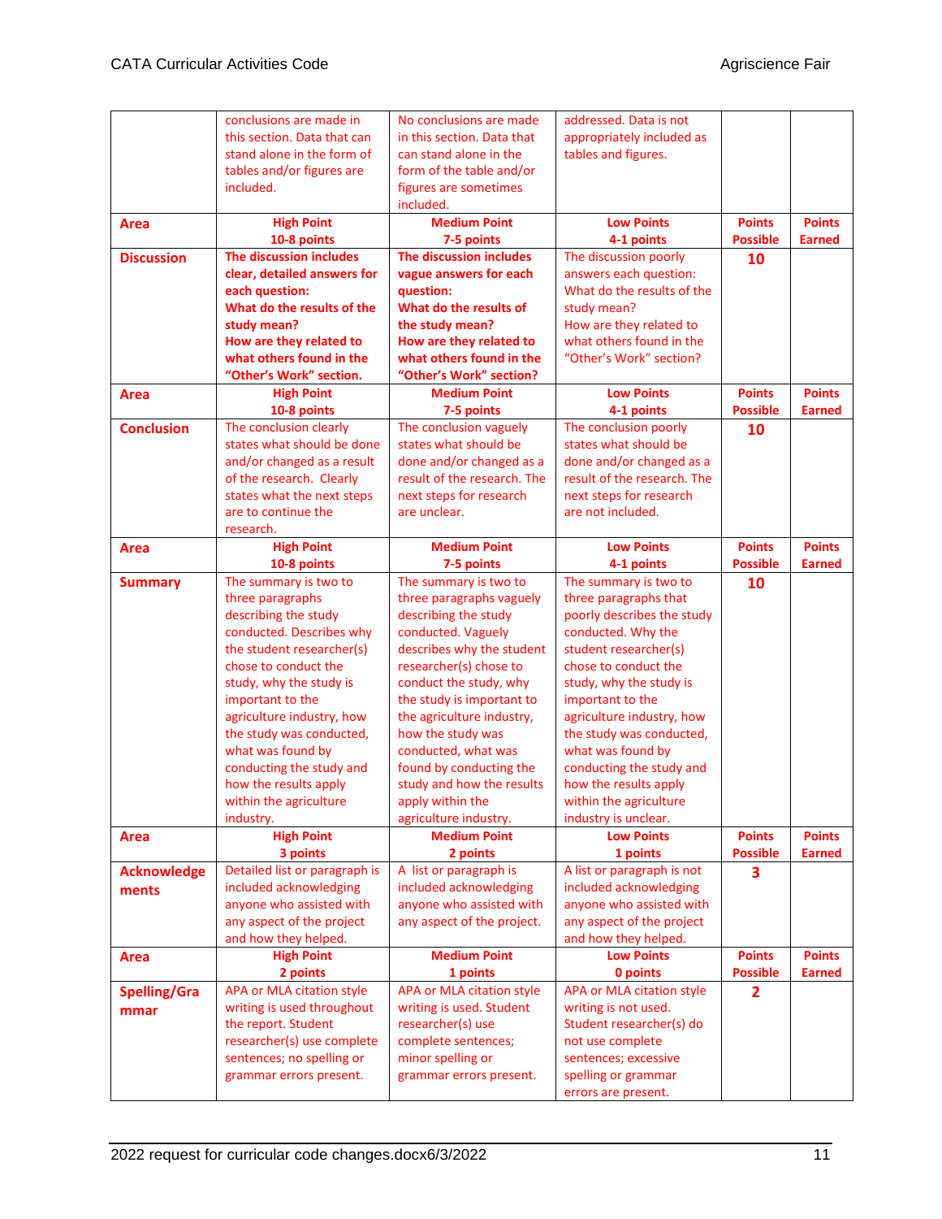| | | | | | |
|---|---|---|---|---|---|
| | conclusions are made in this section. Data that can stand alone in the form of tables and/or figures are included. | No conclusions are made in this section. Data that can stand alone in the form of the table and/or figures are sometimes included. | addressed. Data is not appropriately included as tables and figures. | | |
| **Area** | **High Point 10-8 points** | **Medium Point 7-5 points** | **Low Points 4-1 points** | **Points Possible** | **Points Earned** |
| **Discussion** | **The discussion includes clear, detailed answers for each question: What do the results of the study mean? How are they related to what others found in the "Other's Work" section.** | **The discussion includes vague answers for each question: What do the results of the study mean? How are they related to what others found in the "Other's Work" section?** | The discussion poorly answers each question: What do the results of the study mean? How are they related to what others found in the "Other's Work" section? | **10** | |
| **Area** | **High Point 10-8 points** | **Medium Point 7-5 points** | **Low Points 4-1 points** | **Points Possible** | **Points Earned** |
| **Conclusion** | The conclusion clearly states what should be done and/or changed as a result of the research. Clearly states what the next steps are to continue the research. | The conclusion vaguely states what should be done and/or changed as a result of the research. The next steps for research are unclear. | The conclusion poorly states what should be done and/or changed as a result of the research. The next steps for research are not included. | **10** | |
| **Area** | **High Point 10-8 points** | **Medium Point 7-5 points** | **Low Points 4-1 points** | **Points Possible** | **Points Earned** |
| **Summary** | The summary is two to three paragraphs describing the study conducted. Describes why the student researcher(s) chose to conduct the study, why the study is important to the agriculture industry, how the study was conducted, what was found by conducting the study and how the results apply within the agriculture industry. | The summary is two to three paragraphs vaguely describing the study conducted. Vaguely describes why the student researcher(s) chose to conduct the study, why the study is important to the agriculture industry, how the study was conducted, what was found by conducting the study and how the results apply within the agriculture industry. | The summary is two to three paragraphs that poorly describes the study conducted. Why the student researcher(s) chose to conduct the study, why the study is important to the agriculture industry, how the study was conducted, what was found by conducting the study and how the results apply within the agriculture industry is unclear. | **10** | |
| **Area** | **High Point 3 points** | **Medium Point 2 points** | **Low Points 1 points** | **Points Possible** | **Points Earned** |
| **Acknowledgements** | Detailed list or paragraph is included acknowledging anyone who assisted with any aspect of the project and how they helped. | A list or paragraph is included acknowledging anyone who assisted with any aspect of the project. | A list or paragraph is not included acknowledging anyone who assisted with any aspect of the project and how they helped. | **3** | |
| **Area** | **High Point 2 points** | **Medium Point 1 points** | **Low Points 0 points** | **Points Possible** | **Points Earned** |
| **Spelling/Grammar** | APA or MLA citation style writing is used throughout the report. Student researcher(s) use complete sentences; no spelling or grammar errors present. | APA or MLA citation style writing is used. Student researcher(s) use complete sentences; minor spelling or grammar errors present. | APA or MLA citation style writing is not used. Student researcher(s) do not use complete sentences; excessive spelling or grammar errors are present. | **2** | |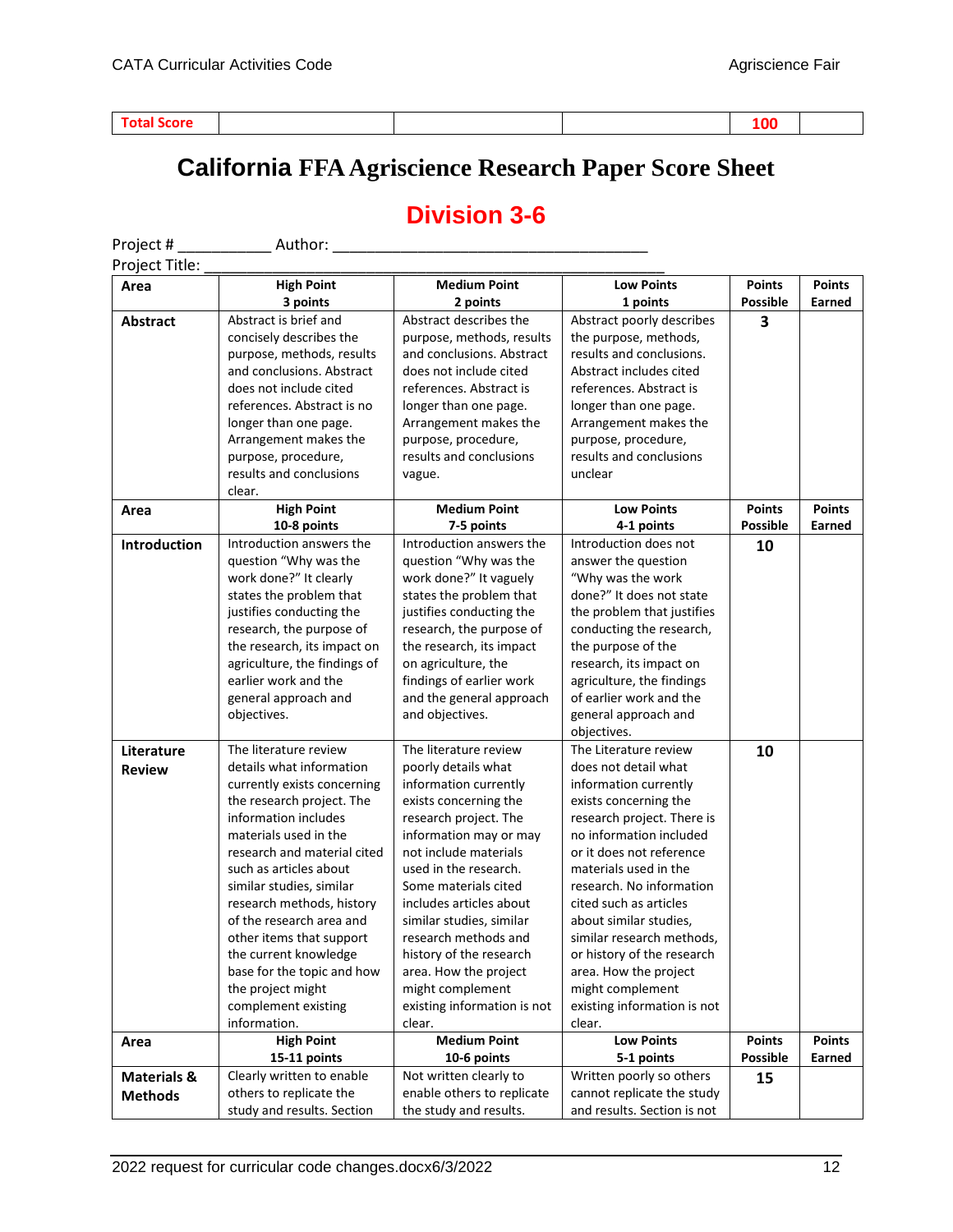| Total Score | | | | 100 | |
|---|---|---|---|---|---|

# California FFA Agriscience Research Paper Score Sheet

## Division 3-6

Project # ___________ Author: ____________________________________

Project Title: ____________________________________________________

| Area | High Point<br>3 points | Medium Point<br>2 points | Low Points<br>1 points | Points Possible | Points Earned |
|---|---|---|---|---|---|
| **Abstract** | Abstract is brief and concisely describes the purpose, methods, results and conclusions. Abstract does not include cited references. Abstract is no longer than one page. Arrangement makes the purpose, procedure, results and conclusions clear. | Abstract describes the purpose, methods, results and conclusions. Abstract does not include cited references. Abstract is longer than one page. Arrangement makes the purpose, procedure, results and conclusions vague. | Abstract poorly describes the purpose, methods, results and conclusions. Abstract includes cited references. Abstract is longer than one page. Arrangement makes the purpose, procedure, results and conclusions unclear | **3** | |
| **Area** | **High Point<br>10-8 points** | **Medium Point<br>7-5 points** | **Low Points<br>4-1 points** | **Points Possible** | **Points Earned** |
| **Introduction** | Introduction answers the question "Why was the work done?" It clearly states the problem that justifies conducting the research, the purpose of the research, its impact on agriculture, the findings of earlier work and the general approach and objectives. | Introduction answers the question "Why was the work done?" It vaguely states the problem that justifies conducting the research, the purpose of the research, its impact on agriculture, the findings of earlier work and the general approach and objectives. | Introduction does not answer the question "Why was the work done?" It does not state the problem that justifies conducting the research, the purpose of the research, its impact on agriculture, the findings of earlier work and the general approach and objectives. | **10** | |
| **Literature Review** | The literature review details what information currently exists concerning the research project. The information includes materials used in the research and material cited such as articles about similar studies, similar research methods, history of the research area and other items that support the current knowledge base for the topic and how the project might complement existing information. | The literature review poorly details what information currently exists concerning the research project. The information may or may not include materials used in the research. Some materials cited includes articles about similar studies, similar research methods and history of the research area. How the project might complement existing information is not clear. | The Literature review does not detail what information currently exists concerning the research project. There is no information included or it does not reference materials used in the research. No information cited such as articles about similar studies, similar research methods, or history of the research area. How the project might complement existing information is not clear. | **10** | |
| **Area** | **High Point<br>15-11 points** | **Medium Point<br>10-6 points** | **Low Points<br>5-1 points** | **Points Possible** | **Points Earned** |
| **Materials & Methods** | Clearly written to enable others to replicate the study and results. Section | Not written clearly to enable others to replicate the study and results. | Written poorly so others cannot replicate the study and results. Section is not | **15** | |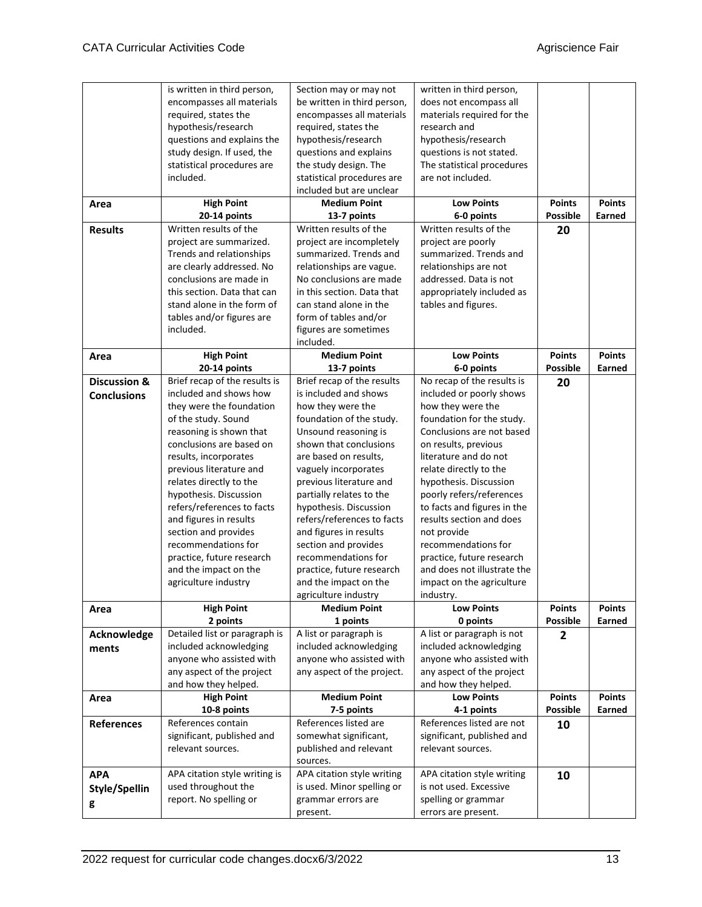| | is written in third person, encompasses all materials required, states the hypothesis/research questions and explains the study design. If used, the statistical procedures are included. | Section may or may not be written in third person, encompasses all materials required, states the hypothesis/research questions and explains the study design. The statistical procedures are included but are unclear | written in third person, does not encompass all materials required for the research and hypothesis/research questions is not stated. The statistical procedures are not included. | | |
|---|---|---|---|---|---|
| **Area** | **High Point 20-14 points** | **Medium Point 13-7 points** | **Low Points 6-0 points** | **Points Possible** | **Points Earned** |
| **Results** | Written results of the project are summarized. Trends and relationships are clearly addressed. No conclusions are made in this section. Data that can stand alone in the form of tables and/or figures are included. | Written results of the project are incompletely summarized. Trends and relationships are vague. No conclusions are made in this section. Data that can stand alone in the form of tables and/or figures are sometimes included. | Written results of the project are poorly summarized. Trends and relationships are not addressed. Data is not appropriately included as tables and figures. | **20** | |
| **Area** | **High Point 20-14 points** | **Medium Point 13-7 points** | **Low Points 6-0 points** | **Points Possible** | **Points Earned** |
| **Discussion & Conclusions** | Brief recap of the results is included and shows how they were the foundation of the study. Sound reasoning is shown that conclusions are based on results, incorporates previous literature and relates directly to the hypothesis. Discussion refers/references to facts and figures in results section and provides recommendations for practice, future research and the impact on the agriculture industry | Brief recap of the results is included and shows how they were the foundation of the study. Unsound reasoning is shown that conclusions are based on results, vaguely incorporates previous literature and partially relates to the hypothesis. Discussion refers/references to facts and figures in results section and provides recommendations for practice, future research and the impact on the agriculture industry | No recap of the results is included or poorly shows how they were the foundation for the study. Conclusions are not based on results, previous literature and do not relate directly to the hypothesis. Discussion poorly refers/references to facts and figures in the results section and does not provide recommendations for practice, future research and does not illustrate the impact on the agriculture industry. | **20** | |
| **Area** | **High Point 2 points** | **Medium Point 1 points** | **Low Points 0 points** | **Points Possible** | **Points Earned** |
| **Acknowledgements** | Detailed list or paragraph is included acknowledging anyone who assisted with any aspect of the project and how they helped. | A list or paragraph is included acknowledging anyone who assisted with any aspect of the project. | A list or paragraph is not included acknowledging anyone who assisted with any aspect of the project and how they helped. | **2** | |
| **Area** | **High Point 10-8 points** | **Medium Point 7-5 points** | **Low Points 4-1 points** | **Points Possible** | **Points Earned** |
| **References** | References contain significant, published and relevant sources. | References listed are somewhat significant, published and relevant sources. | References listed are not significant, published and relevant sources. | **10** | |
| **APA Style/Spelling** | APA citation style writing is used throughout the report. No spelling or | APA citation style writing is used. Minor spelling or grammar errors are present. | APA citation style writing is not used. Excessive spelling or grammar errors are present. | **10** | |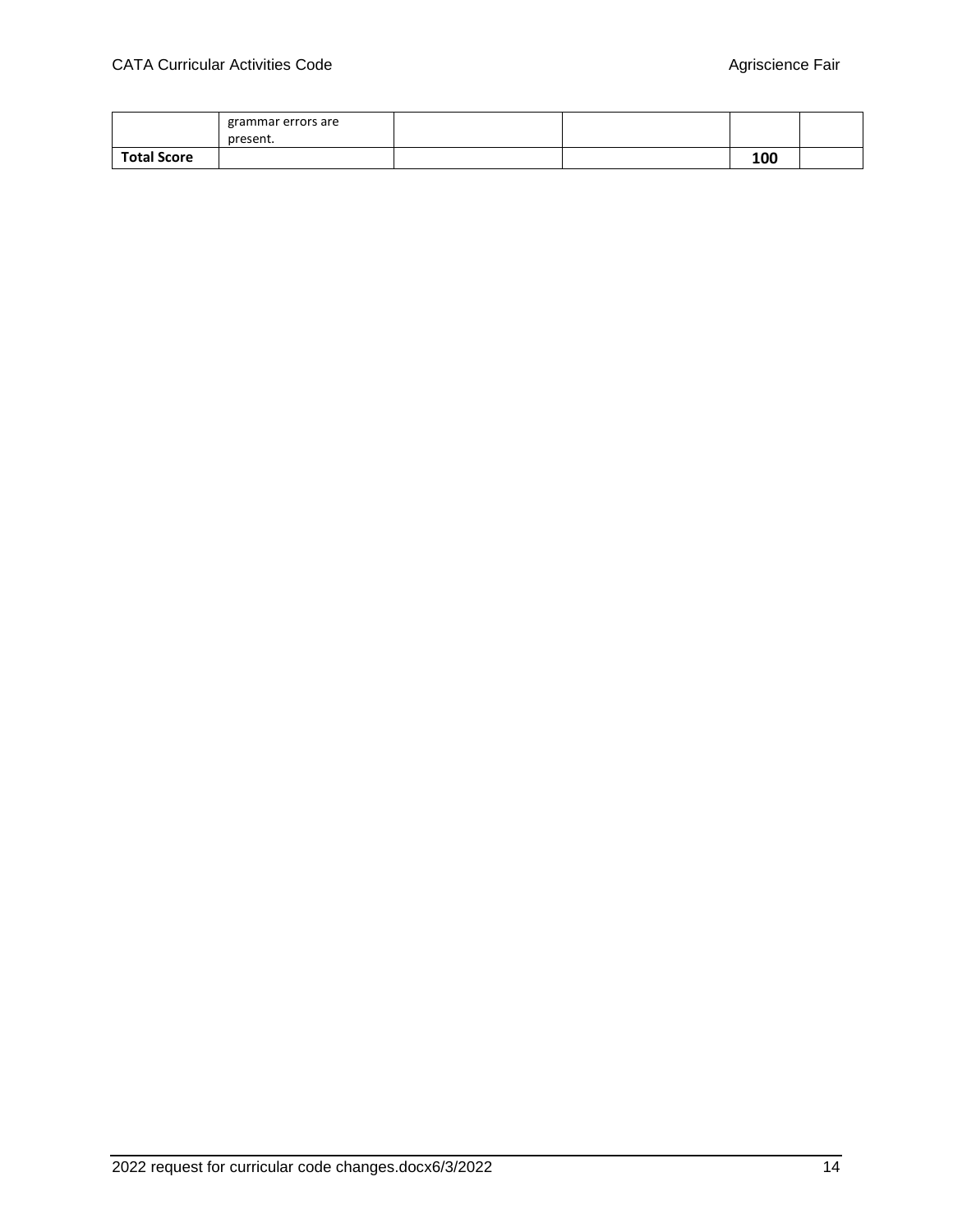| | | | | | |
|---|---|---|---|---|---|
| | grammar errors are present. | | | | |
| **Total Score** | | | | **100** | |